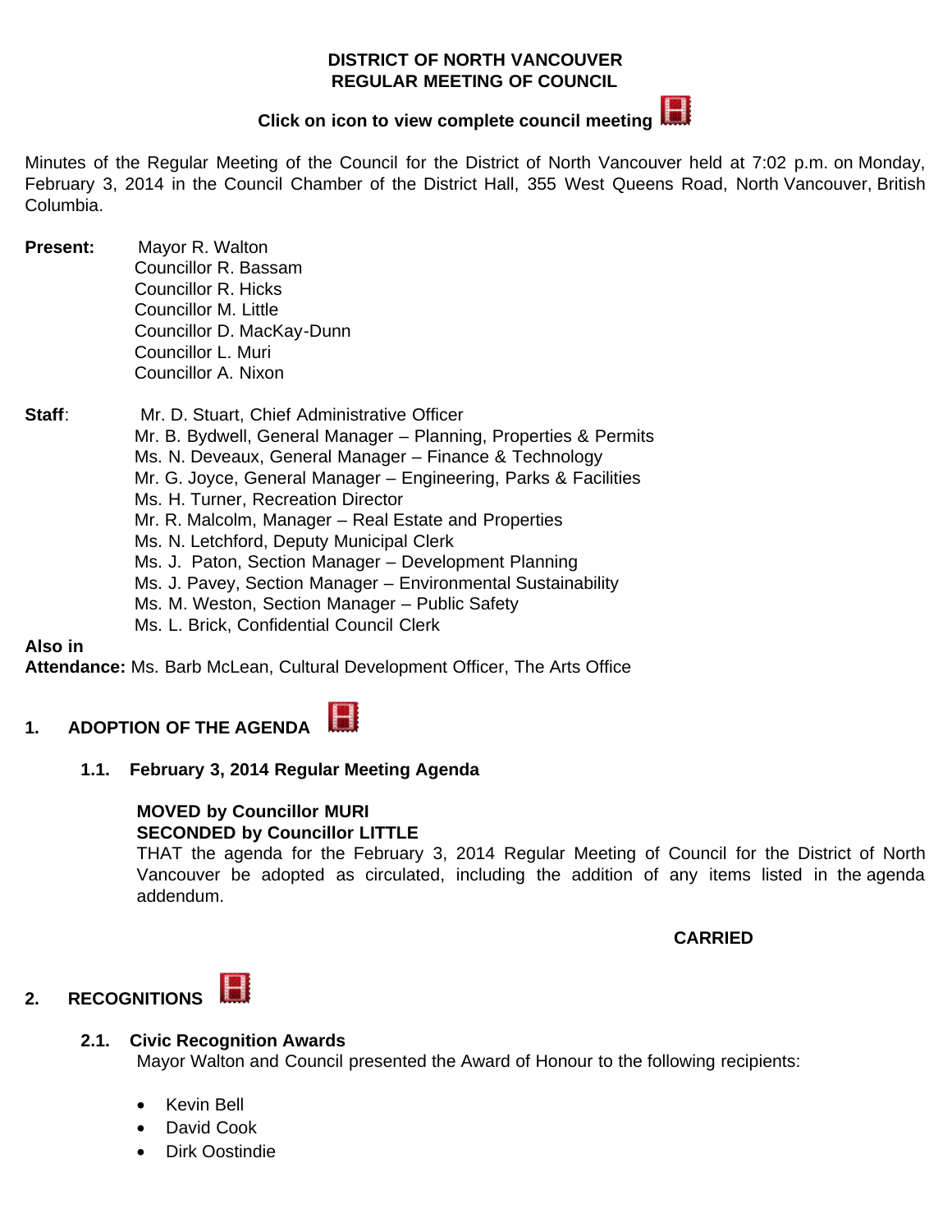# DISTRICT OF NORTH VANCOUVER
# REGULAR MEETING OF COUNCIL

**Click on icon to view complete council meeting**

Minutes of the Regular Meeting of the Council for the District of North Vancouver held at 7:02 p.m. on Monday, February 3, 2014 in the Council Chamber of the District Hall, 355 West Queens Road, North Vancouver, British Columbia.

**Present:** Mayor R. Walton
Councillor R. Bassam
Councillor R. Hicks
Councillor M. Little
Councillor D. MacKay-Dunn
Councillor L. Muri
Councillor A. Nixon

**Staff**: Mr. D. Stuart, Chief Administrative Officer
Mr. B. Bydwell, General Manager – Planning, Properties & Permits
Ms. N. Deveaux, General Manager – Finance & Technology
Mr. G. Joyce, General Manager – Engineering, Parks & Facilities
Ms. H. Turner, Recreation Director
Mr. R. Malcolm, Manager – Real Estate and Properties
Ms. N. Letchford, Deputy Municipal Clerk
Ms. J. Paton, Section Manager – Development Planning
Ms. J. Pavey, Section Manager – Environmental Sustainability
Ms. M. Weston, Section Manager – Public Safety
Ms. L. Brick, Confidential Council Clerk

**Also in Attendance:** Ms. Barb McLean, Cultural Development Officer, The Arts Office

## 1. ADOPTION OF THE AGENDA

### 1.1. February 3, 2014 Regular Meeting Agenda

**MOVED by Councillor MURI**
**SECONDED by Councillor LITTLE**
THAT the agenda for the February 3, 2014 Regular Meeting of Council for the District of North Vancouver be adopted as circulated, including the addition of any items listed in the agenda addendum.

**CARRIED**

## 2. RECOGNITIONS

### 2.1. Civic Recognition Awards

Mayor Walton and Council presented the Award of Honour to the following recipients:

- Kevin Bell
- David Cook
- Dirk Oostindie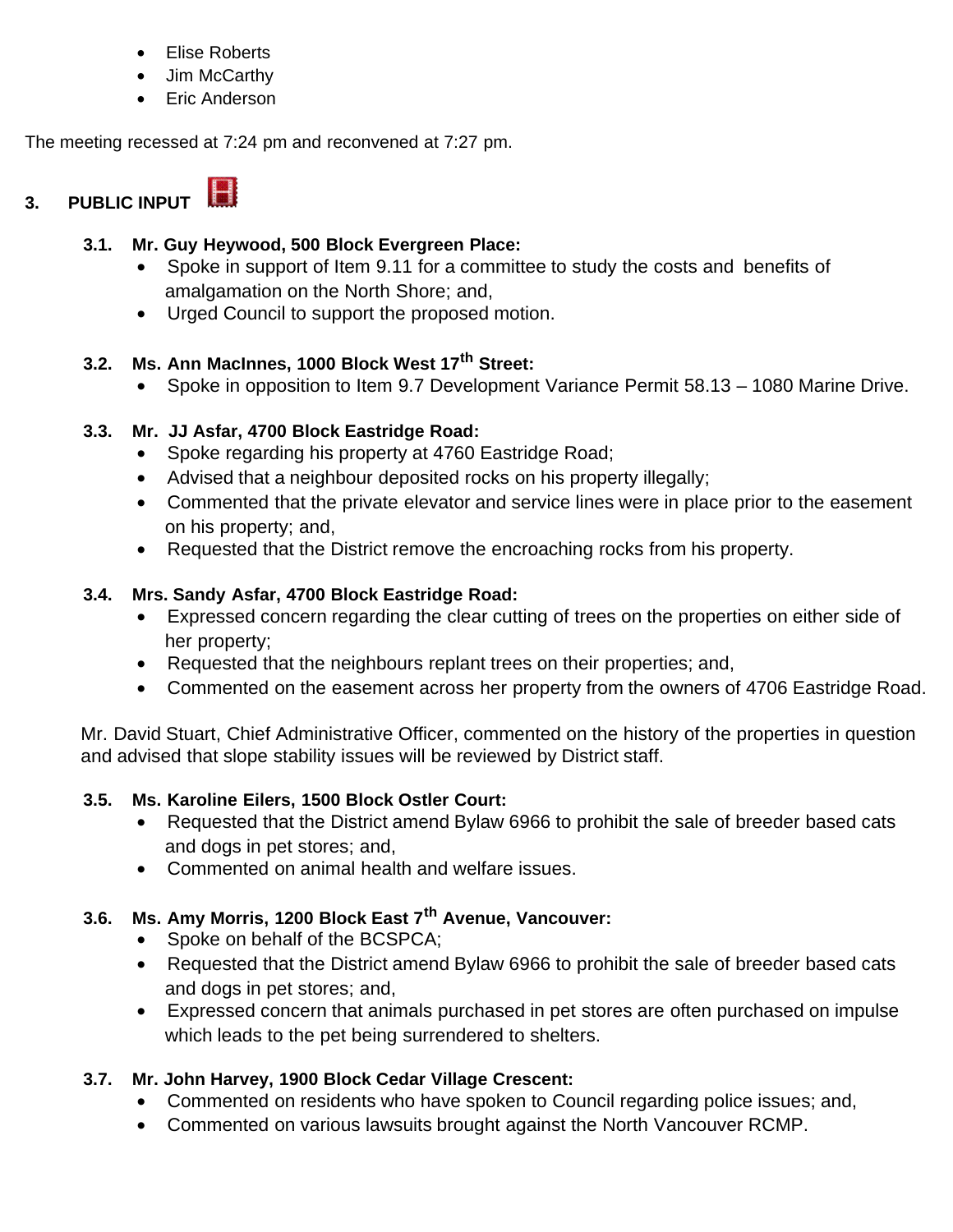- Elise Roberts
- Jim McCarthy
- Eric Anderson

The meeting recessed at 7:24 pm and reconvened at 7:27 pm.

## 3. PUBLIC INPUT

**3.1. Mr. Guy Heywood, 500 Block Evergreen Place:**

- Spoke in support of Item 9.11 for a committee to study the costs and benefits of amalgamation on the North Shore; and,
- Urged Council to support the proposed motion.

**3.2. Ms. Ann MacInnes, 1000 Block West 17th Street:**

- Spoke in opposition to Item 9.7 Development Variance Permit 58.13 – 1080 Marine Drive.

**3.3. Mr. JJ Asfar, 4700 Block Eastridge Road:**

- Spoke regarding his property at 4760 Eastridge Road;
- Advised that a neighbour deposited rocks on his property illegally;
- Commented that the private elevator and service lines were in place prior to the easement on his property; and,
- Requested that the District remove the encroaching rocks from his property.

**3.4. Mrs. Sandy Asfar, 4700 Block Eastridge Road:**

- Expressed concern regarding the clear cutting of trees on the properties on either side of her property;
- Requested that the neighbours replant trees on their properties; and,
- Commented on the easement across her property from the owners of 4706 Eastridge Road.

Mr. David Stuart, Chief Administrative Officer, commented on the history of the properties in question and advised that slope stability issues will be reviewed by District staff.

**3.5. Ms. Karoline Eilers, 1500 Block Ostler Court:**

- Requested that the District amend Bylaw 6966 to prohibit the sale of breeder based cats and dogs in pet stores; and,
- Commented on animal health and welfare issues.

**3.6. Ms. Amy Morris, 1200 Block East 7th Avenue, Vancouver:**

- Spoke on behalf of the BCSPCA;
- Requested that the District amend Bylaw 6966 to prohibit the sale of breeder based cats and dogs in pet stores; and,
- Expressed concern that animals purchased in pet stores are often purchased on impulse which leads to the pet being surrendered to shelters.

**3.7. Mr. John Harvey, 1900 Block Cedar Village Crescent:**

- Commented on residents who have spoken to Council regarding police issues; and,
- Commented on various lawsuits brought against the North Vancouver RCMP.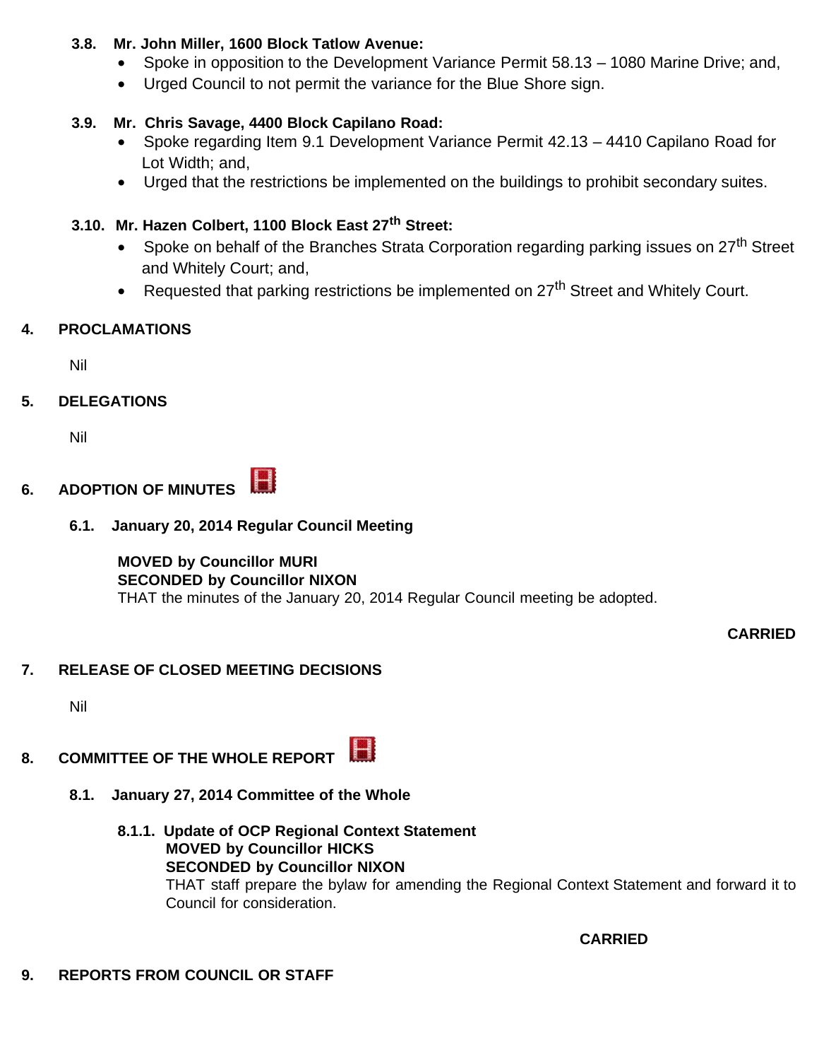**3.8. Mr. John Miller, 1600 Block Tatlow Avenue:**

- Spoke in opposition to the Development Variance Permit 58.13 – 1080 Marine Drive; and,
- Urged Council to not permit the variance for the Blue Shore sign.

**3.9. Mr. Chris Savage, 4400 Block Capilano Road:**

- Spoke regarding Item 9.1 Development Variance Permit 42.13 – 4410 Capilano Road for Lot Width; and,
- Urged that the restrictions be implemented on the buildings to prohibit secondary suites.

**3.10. Mr. Hazen Colbert, 1100 Block East 27th Street:**

- Spoke on behalf of the Branches Strata Corporation regarding parking issues on 27th Street and Whitely Court; and,
- Requested that parking restrictions be implemented on 27th Street and Whitely Court.

## 4. PROCLAMATIONS

Nil

## 5. DELEGATIONS

Nil

## 6. ADOPTION OF MINUTES

### 6.1. January 20, 2014 Regular Council Meeting

**MOVED by Councillor MURI**
**SECONDED by Councillor NIXON**
THAT the minutes of the January 20, 2014 Regular Council meeting be adopted.

**CARRIED**

## 7. RELEASE OF CLOSED MEETING DECISIONS

Nil

## 8. COMMITTEE OF THE WHOLE REPORT

### 8.1. January 27, 2014 Committee of the Whole

**8.1.1. Update of OCP Regional Context Statement**
**MOVED by Councillor HICKS**
**SECONDED by Councillor NIXON**
THAT staff prepare the bylaw for amending the Regional Context Statement and forward it to Council for consideration.

**CARRIED**

## 9. REPORTS FROM COUNCIL OR STAFF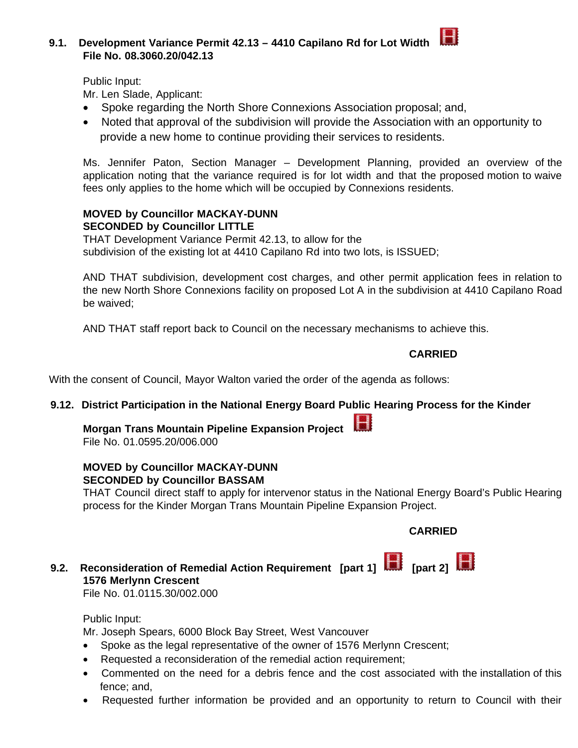### 9.1. Development Variance Permit 42.13 – 4410 Capilano Rd for Lot Width
**File No. 08.3060.20/042.13**

Public Input:
Mr. Len Slade, Applicant:

- Spoke regarding the North Shore Connexions Association proposal; and,
- Noted that approval of the subdivision will provide the Association with an opportunity to provide a new home to continue providing their services to residents.

Ms. Jennifer Paton, Section Manager – Development Planning, provided an overview of the application noting that the variance required is for lot width and that the proposed motion to waive fees only applies to the home which will be occupied by Connexions residents.

**MOVED by Councillor MACKAY-DUNN**
**SECONDED by Councillor LITTLE**
THAT Development Variance Permit 42.13, to allow for the subdivision of the existing lot at 4410 Capilano Rd into two lots, is ISSUED;

AND THAT subdivision, development cost charges, and other permit application fees in relation to the new North Shore Connexions facility on proposed Lot A in the subdivision at 4410 Capilano Road be waived;

AND THAT staff report back to Council on the necessary mechanisms to achieve this.

**CARRIED**

With the consent of Council, Mayor Walton varied the order of the agenda as follows:

### 9.12. District Participation in the National Energy Board Public Hearing Process for the Kinder Morgan Trans Mountain Pipeline Expansion Project
File No. 01.0595.20/006.000

**MOVED by Councillor MACKAY-DUNN**
**SECONDED by Councillor BASSAM**
THAT Council direct staff to apply for intervenor status in the National Energy Board's Public Hearing process for the Kinder Morgan Trans Mountain Pipeline Expansion Project.

**CARRIED**

### 9.2. Reconsideration of Remedial Action Requirement [part 1] [part 2]
**1576 Merlynn Crescent**
File No. 01.0115.30/002.000

Public Input:
Mr. Joseph Spears, 6000 Block Bay Street, West Vancouver

- Spoke as the legal representative of the owner of 1576 Merlynn Crescent;
- Requested a reconsideration of the remedial action requirement;
- Commented on the need for a debris fence and the cost associated with the installation of this fence; and,
- Requested further information be provided and an opportunity to return to Council with their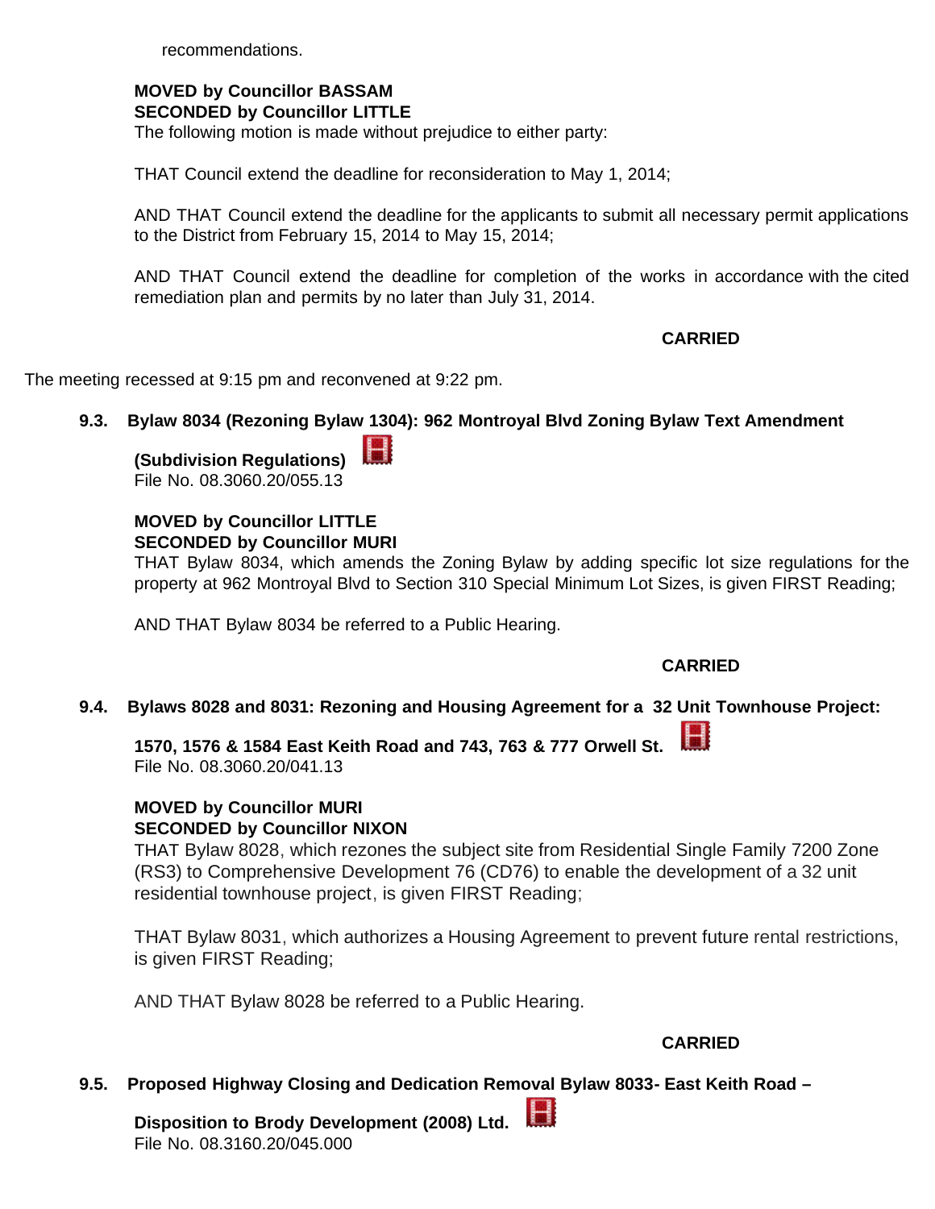recommendations.

**MOVED by Councillor BASSAM**
**SECONDED by Councillor LITTLE**
The following motion is made without prejudice to either party:

THAT Council extend the deadline for reconsideration to May 1, 2014;

AND THAT Council extend the deadline for the applicants to submit all necessary permit applications to the District from February 15, 2014 to May 15, 2014;

AND THAT Council extend the deadline for completion of the works in accordance with the cited remediation plan and permits by no later than July 31, 2014.

**CARRIED**

The meeting recessed at 9:15 pm and reconvened at 9:22 pm.

### 9.3. Bylaw 8034 (Rezoning Bylaw 1304): 962 Montroyal Blvd Zoning Bylaw Text Amendment (Subdivision Regulations)

File No. 08.3060.20/055.13

**MOVED by Councillor LITTLE**
**SECONDED by Councillor MURI**
THAT Bylaw 8034, which amends the Zoning Bylaw by adding specific lot size regulations for the property at 962 Montroyal Blvd to Section 310 Special Minimum Lot Sizes, is given FIRST Reading;

AND THAT Bylaw 8034 be referred to a Public Hearing.

**CARRIED**

### 9.4. Bylaws 8028 and 8031: Rezoning and Housing Agreement for a 32 Unit Townhouse Project: 1570, 1576 & 1584 East Keith Road and 743, 763 & 777 Orwell St.

File No. 08.3060.20/041.13

**MOVED by Councillor MURI**
**SECONDED by Councillor NIXON**
THAT Bylaw 8028, which rezones the subject site from Residential Single Family 7200 Zone (RS3) to Comprehensive Development 76 (CD76) to enable the development of a 32 unit residential townhouse project, is given FIRST Reading;

THAT Bylaw 8031, which authorizes a Housing Agreement to prevent future rental restrictions, is given FIRST Reading;

AND THAT Bylaw 8028 be referred to a Public Hearing.

**CARRIED**

### 9.5. Proposed Highway Closing and Dedication Removal Bylaw 8033- East Keith Road – Disposition to Brody Development (2008) Ltd.

File No. 08.3160.20/045.000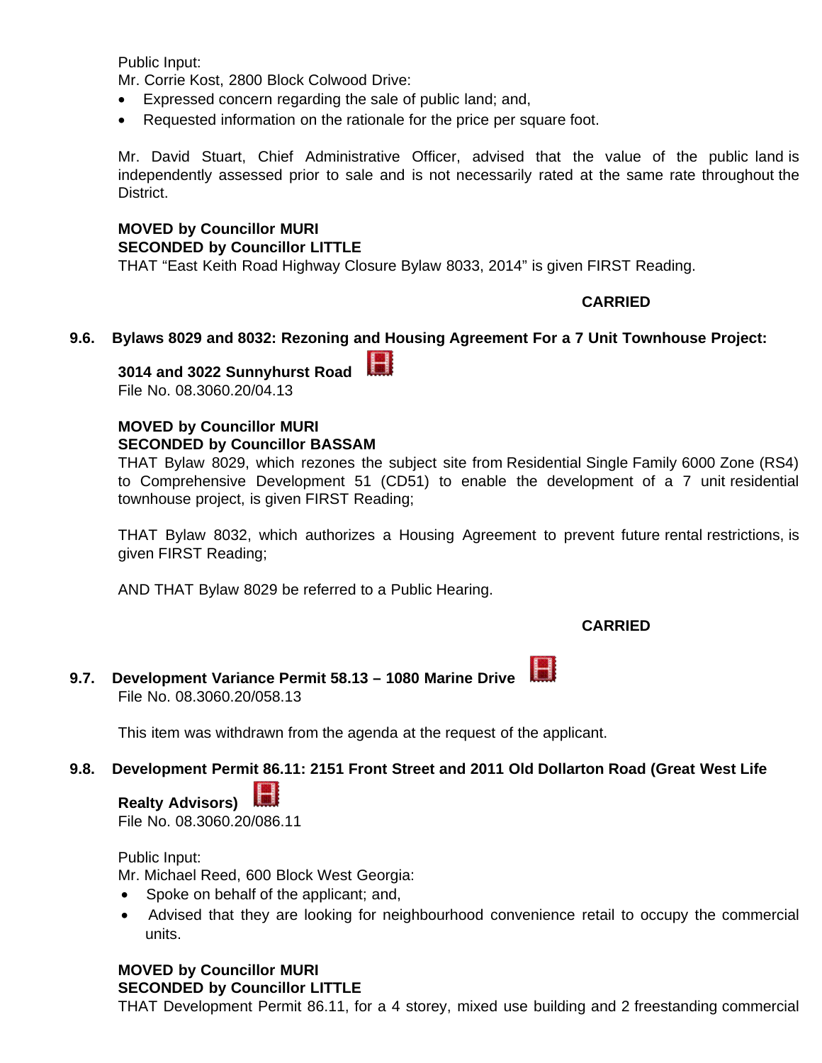Public Input:
Mr. Corrie Kost, 2800 Block Colwood Drive:

- Expressed concern regarding the sale of public land; and,
- Requested information on the rationale for the price per square foot.

Mr. David Stuart, Chief Administrative Officer, advised that the value of the public land is independently assessed prior to sale and is not necessarily rated at the same rate throughout the District.

**MOVED by Councillor MURI**
**SECONDED by Councillor LITTLE**
THAT "East Keith Road Highway Closure Bylaw 8033, 2014" is given FIRST Reading.

**CARRIED**

### 9.6. Bylaws 8029 and 8032: Rezoning and Housing Agreement For a 7 Unit Townhouse Project: 3014 and 3022 Sunnyhurst Road

File No. 08.3060.20/04.13

**MOVED by Councillor MURI**
**SECONDED by Councillor BASSAM**
THAT Bylaw 8029, which rezones the subject site from Residential Single Family 6000 Zone (RS4) to Comprehensive Development 51 (CD51) to enable the development of a 7 unit residential townhouse project, is given FIRST Reading;

THAT Bylaw 8032, which authorizes a Housing Agreement to prevent future rental restrictions, is given FIRST Reading;

AND THAT Bylaw 8029 be referred to a Public Hearing.

**CARRIED**

### 9.7. Development Variance Permit 58.13 – 1080 Marine Drive

File No. 08.3060.20/058.13

This item was withdrawn from the agenda at the request of the applicant.

### 9.8. Development Permit 86.11: 2151 Front Street and 2011 Old Dollarton Road (Great West Life Realty Advisors)

File No. 08.3060.20/086.11

Public Input:
Mr. Michael Reed, 600 Block West Georgia:

- Spoke on behalf of the applicant; and,
- Advised that they are looking for neighbourhood convenience retail to occupy the commercial units.

**MOVED by Councillor MURI**
**SECONDED by Councillor LITTLE**
THAT Development Permit 86.11, for a 4 storey, mixed use building and 2 freestanding commercial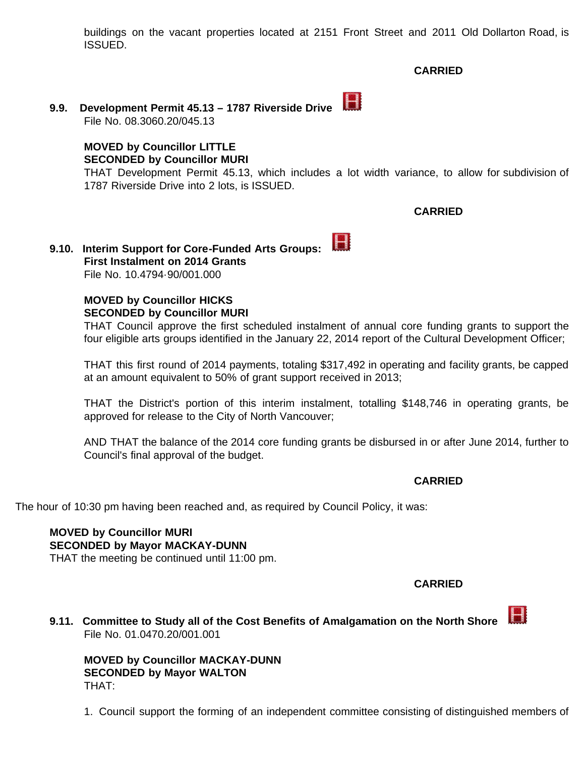buildings on the vacant properties located at 2151 Front Street and 2011 Old Dollarton Road, is ISSUED.

**CARRIED**

**9.9. Development Permit 45.13 – 1787 Riverside Drive**
File No. 08.3060.20/045.13

**MOVED by Councillor LITTLE**
**SECONDED by Councillor MURI**
THAT Development Permit 45.13, which includes a lot width variance, to allow for subdivision of 1787 Riverside Drive into 2 lots, is ISSUED.

**CARRIED**

**9.10. Interim Support for Core-Funded Arts Groups: First Instalment on 2014 Grants**
File No. 10.4794·90/001.000

**MOVED by Councillor HICKS**
**SECONDED by Councillor MURI**
THAT Council approve the first scheduled instalment of annual core funding grants to support the four eligible arts groups identified in the January 22, 2014 report of the Cultural Development Officer;

THAT this first round of 2014 payments, totaling $317,492 in operating and facility grants, be capped at an amount equivalent to 50% of grant support received in 2013;

THAT the District's portion of this interim instalment, totalling $148,746 in operating grants, be approved for release to the City of North Vancouver;

AND THAT the balance of the 2014 core funding grants be disbursed in or after June 2014, further to Council's final approval of the budget.

**CARRIED**

The hour of 10:30 pm having been reached and, as required by Council Policy, it was:

**MOVED by Councillor MURI**
**SECONDED by Mayor MACKAY-DUNN**
THAT the meeting be continued until 11:00 pm.

**CARRIED**

**9.11. Committee to Study all of the Cost Benefits of Amalgamation on the North Shore**
File No. 01.0470.20/001.001

**MOVED by Councillor MACKAY-DUNN**
**SECONDED by Mayor WALTON**
THAT:

1. Council support the forming of an independent committee consisting of distinguished members of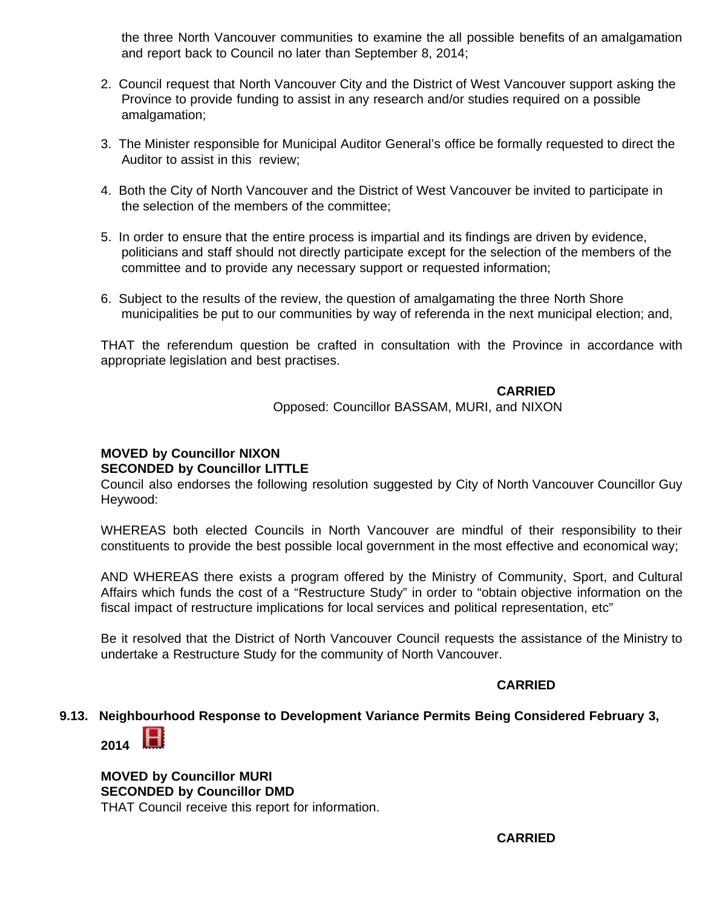the three North Vancouver communities to examine the all possible benefits of an amalgamation and report back to Council no later than September 8, 2014;

2. Council request that North Vancouver City and the District of West Vancouver support asking the Province to provide funding to assist in any research and/or studies required on a possible amalgamation;

3. The Minister responsible for Municipal Auditor General's office be formally requested to direct the Auditor to assist in this review;

4. Both the City of North Vancouver and the District of West Vancouver be invited to participate in the selection of the members of the committee;

5. In order to ensure that the entire process is impartial and its findings are driven by evidence, politicians and staff should not directly participate except for the selection of the members of the committee and to provide any necessary support or requested information;

6. Subject to the results of the review, the question of amalgamating the three North Shore municipalities be put to our communities by way of referenda in the next municipal election; and,

THAT the referendum question be crafted in consultation with the Province in accordance with appropriate legislation and best practises.

**CARRIED**
Opposed: Councillor BASSAM, MURI, and NIXON

**MOVED by Councillor NIXON**
**SECONDED by Councillor LITTLE**
Council also endorses the following resolution suggested by City of North Vancouver Councillor Guy Heywood:

WHEREAS both elected Councils in North Vancouver are mindful of their responsibility to their constituents to provide the best possible local government in the most effective and economical way;

AND WHEREAS there exists a program offered by the Ministry of Community, Sport, and Cultural Affairs which funds the cost of a "Restructure Study" in order to "obtain objective information on the fiscal impact of restructure implications for local services and political representation, etc"

Be it resolved that the District of North Vancouver Council requests the assistance of the Ministry to undertake a Restructure Study for the community of North Vancouver.

**CARRIED**

### 9.13. Neighbourhood Response to Development Variance Permits Being Considered February 3, 2014

**MOVED by Councillor MURI**
**SECONDED by Councillor DMD**
THAT Council receive this report for information.

**CARRIED**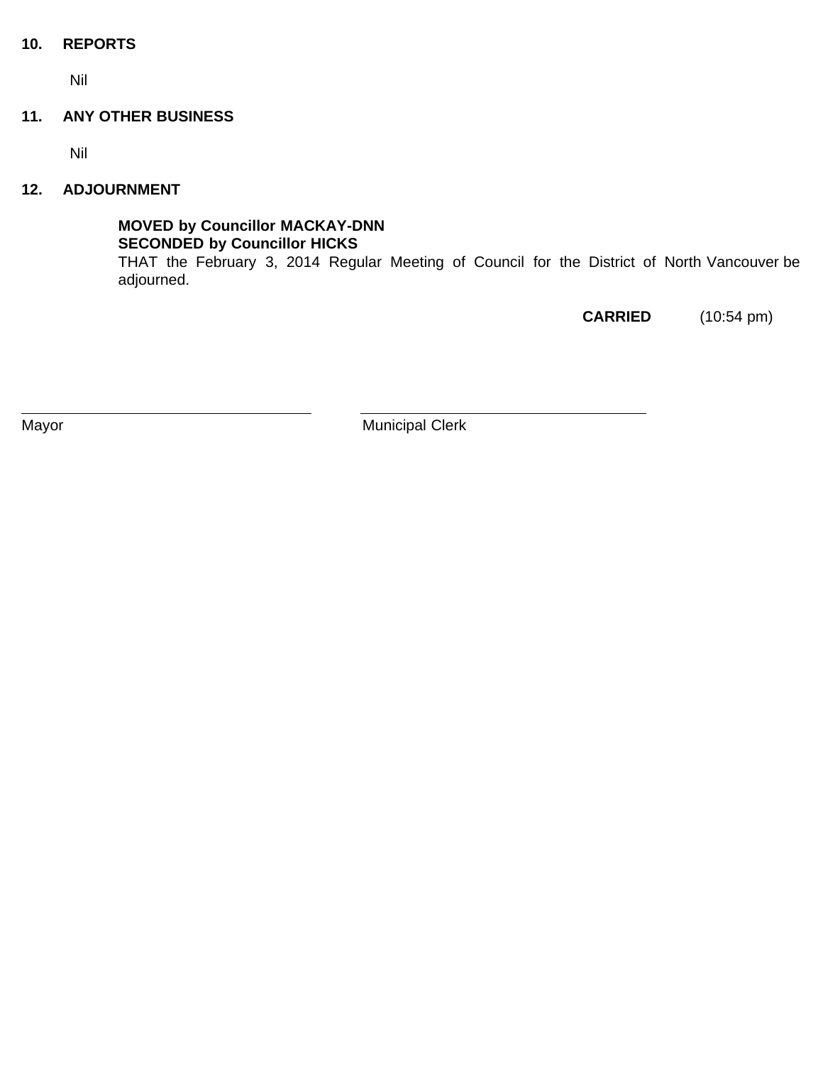## 10. REPORTS

Nil

## 11. ANY OTHER BUSINESS

Nil

## 12. ADJOURNMENT

**MOVED by Councillor MACKAY-DNN**
**SECONDED by Councillor HICKS**
THAT the February 3, 2014 Regular Meeting of Council for the District of North Vancouver be adjourned.

**CARRIED** (10:54 pm)

Mayor

Municipal Clerk